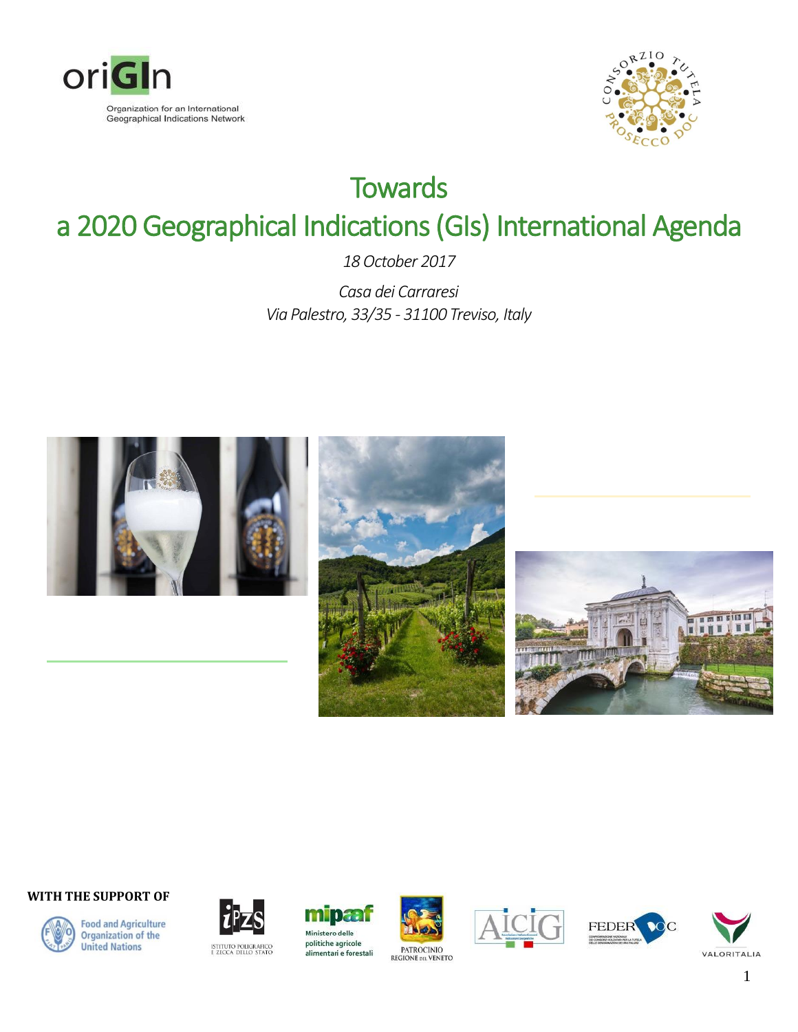oriGIn

Organization for an International Geographical Indications Network

# Towards a 2020 Geographical Indications (GIs) International Agenda

*18 October 2017*

*Casa dei Carraresi*
*Via Palestro, 33/35 - 31100 Treviso, Italy*

**WITH THE SUPPORT OF**

Food and Agriculture Organization of the United Nations

Istituto Poligrafico e Zecca dello Stato

mipaaf – Ministero delle politiche agricole alimentari e forestali

Patrocinio Regione del Veneto

AICIG

FEDERDOC

VALORITALIA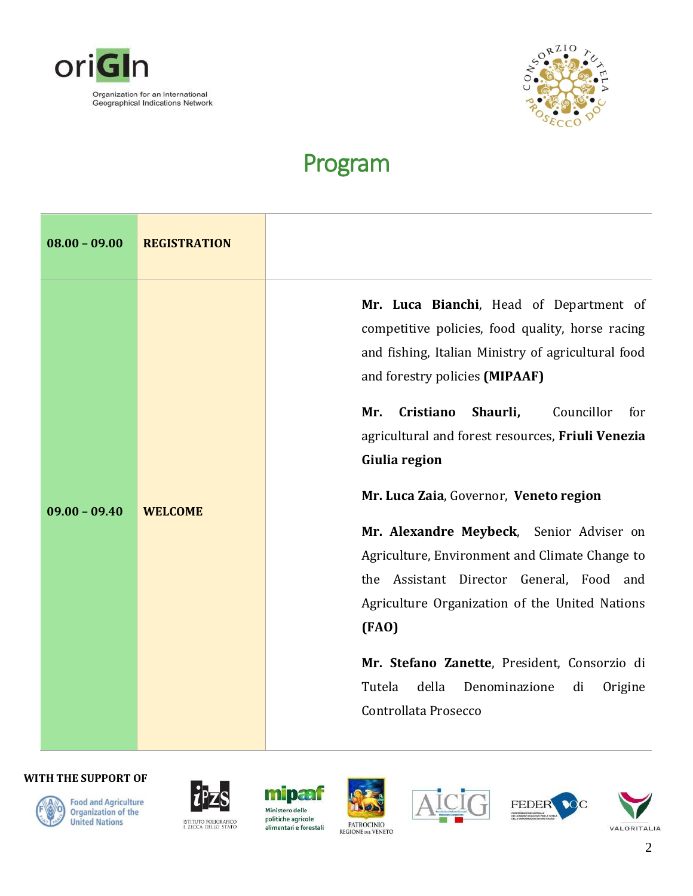oriGIn

Organization for an International Geographical Indications Network

# Program

| | | |
|---|---|---|
| **08.00 – 09.00** | **REGISTRATION** | |
| **09.00 – 09.40** | **WELCOME** | **Mr. Luca Bianchi**, Head of Department of competitive policies, food quality, horse racing and fishing, Italian Ministry of agricultural food and forestry policies **(MIPAAF)**<br><br>**Mr. Cristiano Shaurli,** Councillor for agricultural and forest resources, **Friuli Venezia Giulia region**<br><br>**Mr. Luca Zaia**, Governor, **Veneto region**<br><br>**Mr. Alexandre Meybeck**, Senior Adviser on Agriculture, Environment and Climate Change to the Assistant Director General, Food and Agriculture Organization of the United Nations **(FAO)**<br><br>**Mr. Stefano Zanette**, President, Consorzio di Tutela della Denominazione di Origine Controllata Prosecco |

**WITH THE SUPPORT OF**

Food and Agriculture Organization of the United Nations · Istituto Poligrafico e Zecca dello Stato · mipaaf Ministero delle politiche agricole alimentari e forestali · Patrocinio Regione del Veneto · AICIG · FEDERDOC · VALORITALIA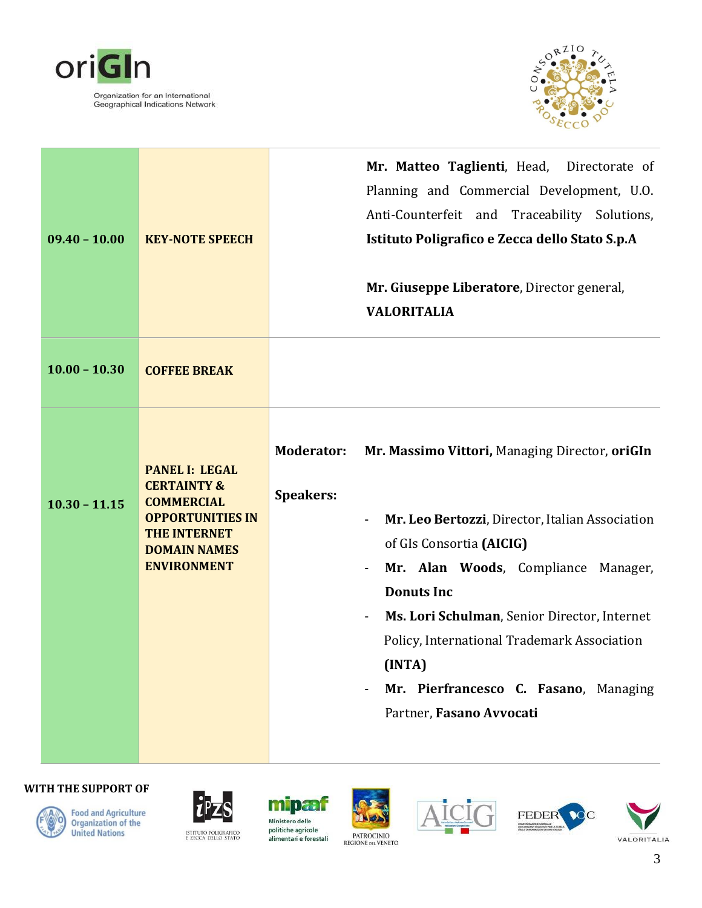| | | | |
|---|---|---|---|
| **09.40 – 10.00** | **KEY-NOTE SPEECH** | | **Mr. Matteo Taglienti**, Head, Directorate of Planning and Commercial Development, U.O. Anti-Counterfeit and Traceability Solutions, **Istituto Poligrafico e Zecca dello Stato S.p.A**<br><br>**Mr. Giuseppe Liberatore**, Director general, **VALORITALIA** |
| **10.00 – 10.30** | **COFFEE BREAK** | | |
| **10.30 – 11.15** | **PANEL I: LEGAL CERTAINTY & COMMERCIAL OPPORTUNITIES IN THE INTERNET DOMAIN NAMES ENVIRONMENT** | **Moderator:**<br><br>**Speakers:** | **Mr. Massimo Vittori,** Managing Director, **oriGIn**<br><br>- **Mr. Leo Bertozzi**, Director, Italian Association of GIs Consortia **(AICIG)**<br>- **Mr. Alan Woods**, Compliance Manager, **Donuts Inc**<br>- **Ms. Lori Schulman**, Senior Director, Internet Policy, International Trademark Association **(INTA)**<br>- **Mr. Pierfrancesco C. Fasano**, Managing Partner, **Fasano Avvocati** |

**WITH THE SUPPORT OF**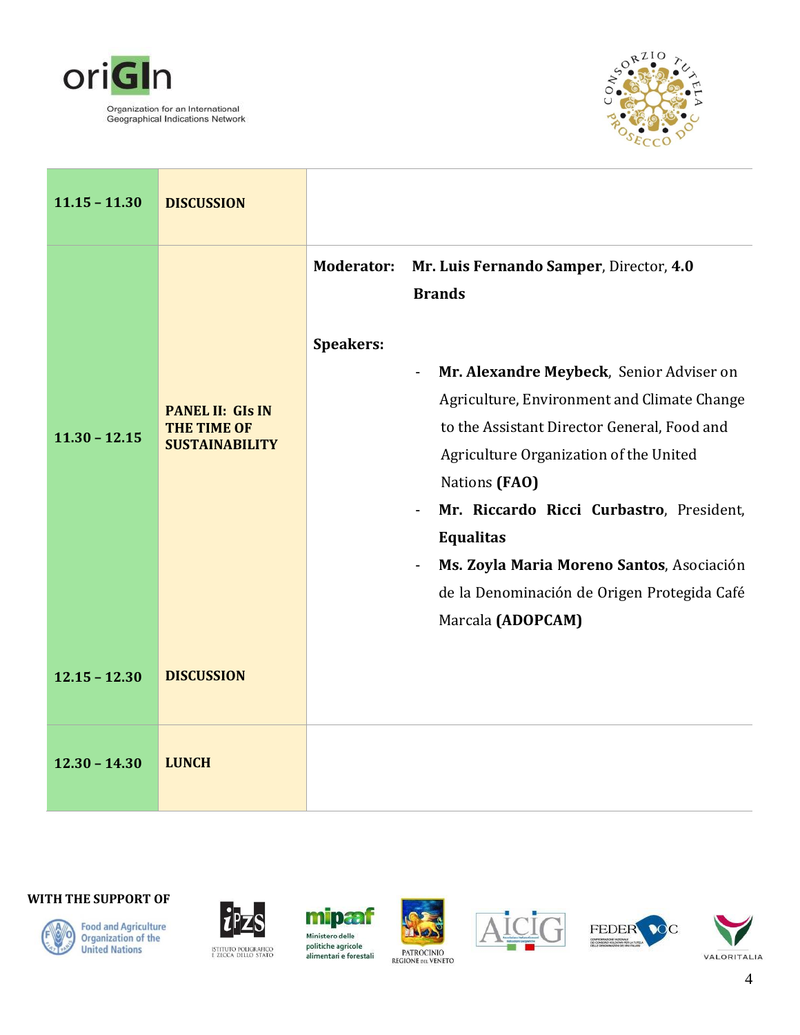| | | |
|---|---|---|
| **11.15 – 11.30** | **DISCUSSION** | |
| **11.30 – 12.15** | **PANEL II: GIs IN THE TIME OF SUSTAINABILITY** | **Moderator:** **Mr. Luis Fernando Samper**, Director, **4.0 Brands**<br><br>**Speakers:**<br>- **Mr. Alexandre Meybeck**, Senior Adviser on Agriculture, Environment and Climate Change to the Assistant Director General, Food and Agriculture Organization of the United Nations **(FAO)**<br>- **Mr. Riccardo Ricci Curbastro**, President, **Equalitas**<br>- **Ms. Zoyla Maria Moreno Santos**, Asociación de la Denominación de Origen Protegida Café Marcala **(ADOPCAM)** |
| **12.15 – 12.30** | **DISCUSSION** | |
| **12.30 – 14.30** | **LUNCH** | |

**WITH THE SUPPORT OF**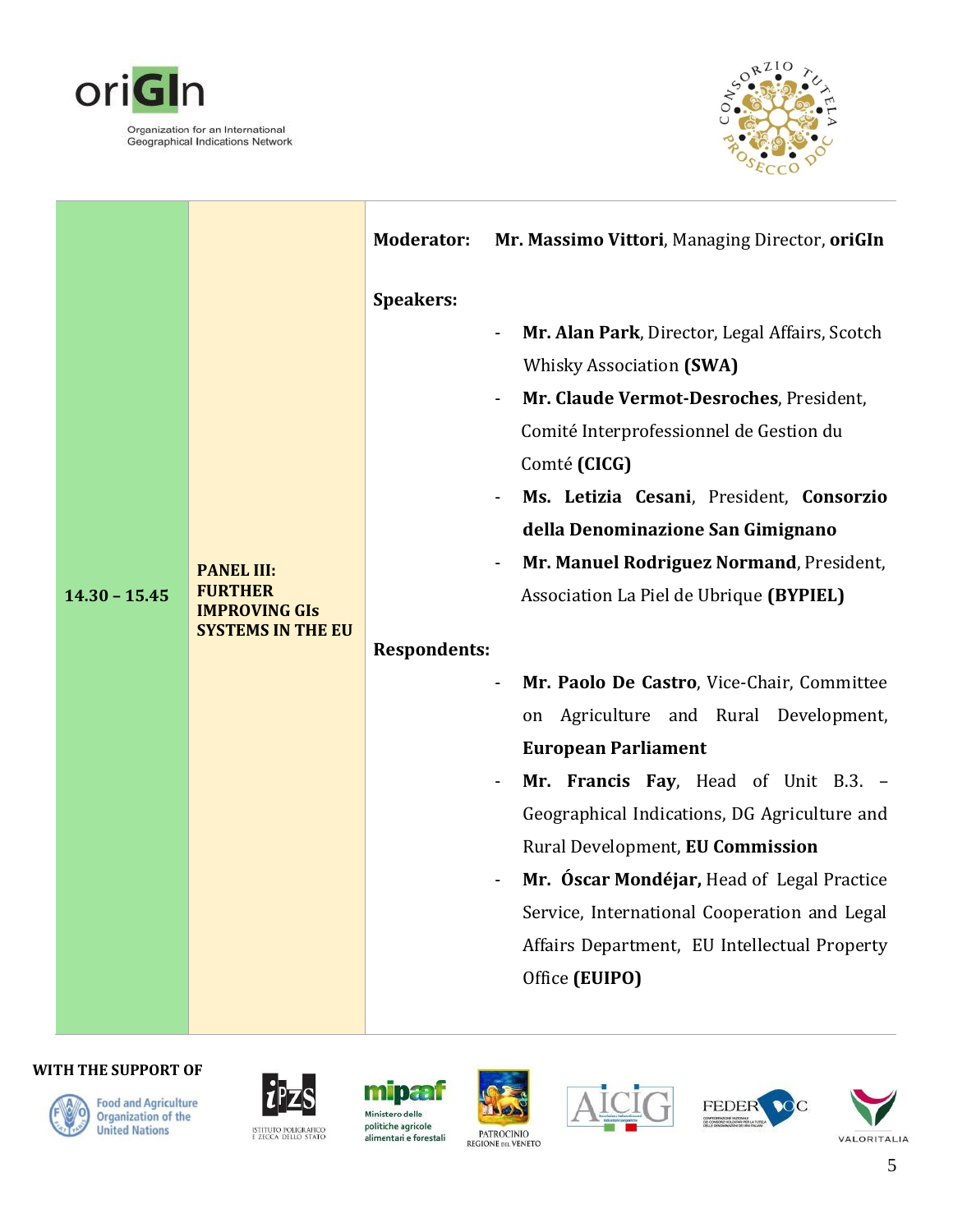| | | |
|---|---|---|
| **14.30 – 15.45** | **PANEL III: FURTHER IMPROVING GIs SYSTEMS IN THE EU** | **Moderator:** **Mr. Massimo Vittori**, Managing Director, **oriGIn**<br><br>**Speakers:**<br>- **Mr. Alan Park**, Director, Legal Affairs, Scotch Whisky Association **(SWA)**<br>- **Mr. Claude Vermot-Desroches**, President, Comité Interprofessionnel de Gestion du Comté **(CICG)**<br>- **Ms. Letizia Cesani**, President, **Consorzio della Denominazione San Gimignano**<br>- **Mr. Manuel Rodriguez Normand**, President, Association La Piel de Ubrique **(BYPIEL)**<br><br>**Respondents:**<br>- **Mr. Paolo De Castro**, Vice-Chair, Committee on Agriculture and Rural Development, **European Parliament**<br>- **Mr. Francis Fay**, Head of Unit B.3. – Geographical Indications, DG Agriculture and Rural Development, **EU Commission**<br>- **Mr. Óscar Mondéjar,** Head of Legal Practice Service, International Cooperation and Legal Affairs Department, EU Intellectual Property Office **(EUIPO)** |

**WITH THE SUPPORT OF**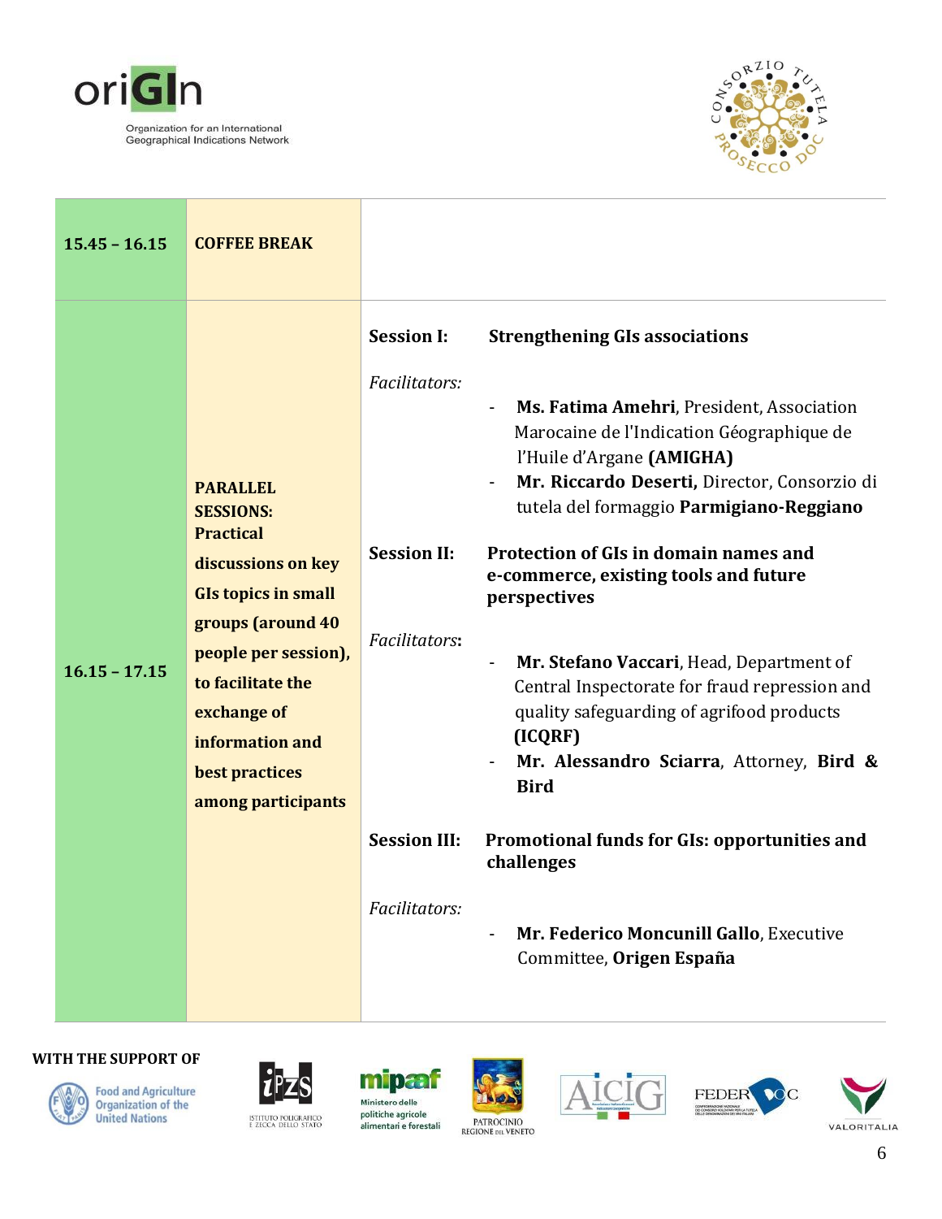| | | |
|---|---|---|
| **15.45 – 16.15** | **COFFEE BREAK** | |
| **16.15 – 17.15** | **PARALLEL SESSIONS: Practical discussions on key GIs topics in small groups (around 40 people per session), to facilitate the exchange of information and best practices among participants** | **Session I: Strengthening GIs associations**<br><br>*Facilitators:*<br>- **Ms. Fatima Amehri**, President, Association Marocaine de l'Indication Géographique de l'Huile d'Argane **(AMIGHA)**<br>- **Mr. Riccardo Deserti,** Director, Consorzio di tutela del formaggio **Parmigiano-Reggiano**<br><br>**Session II: Protection of GIs in domain names and e-commerce, existing tools and future perspectives**<br><br>*Facilitators***:**<br>- **Mr. Stefano Vaccari**, Head, Department of Central Inspectorate for fraud repression and quality safeguarding of agrifood products **(ICQRF)**<br>- **Mr. Alessandro Sciarra**, Attorney, **Bird & Bird**<br><br>**Session III: Promotional funds for GIs: opportunities and challenges**<br><br>*Facilitators:*<br>- **Mr. Federico Moncunill Gallo**, Executive Committee, **Origen España** |

**WITH THE SUPPORT OF**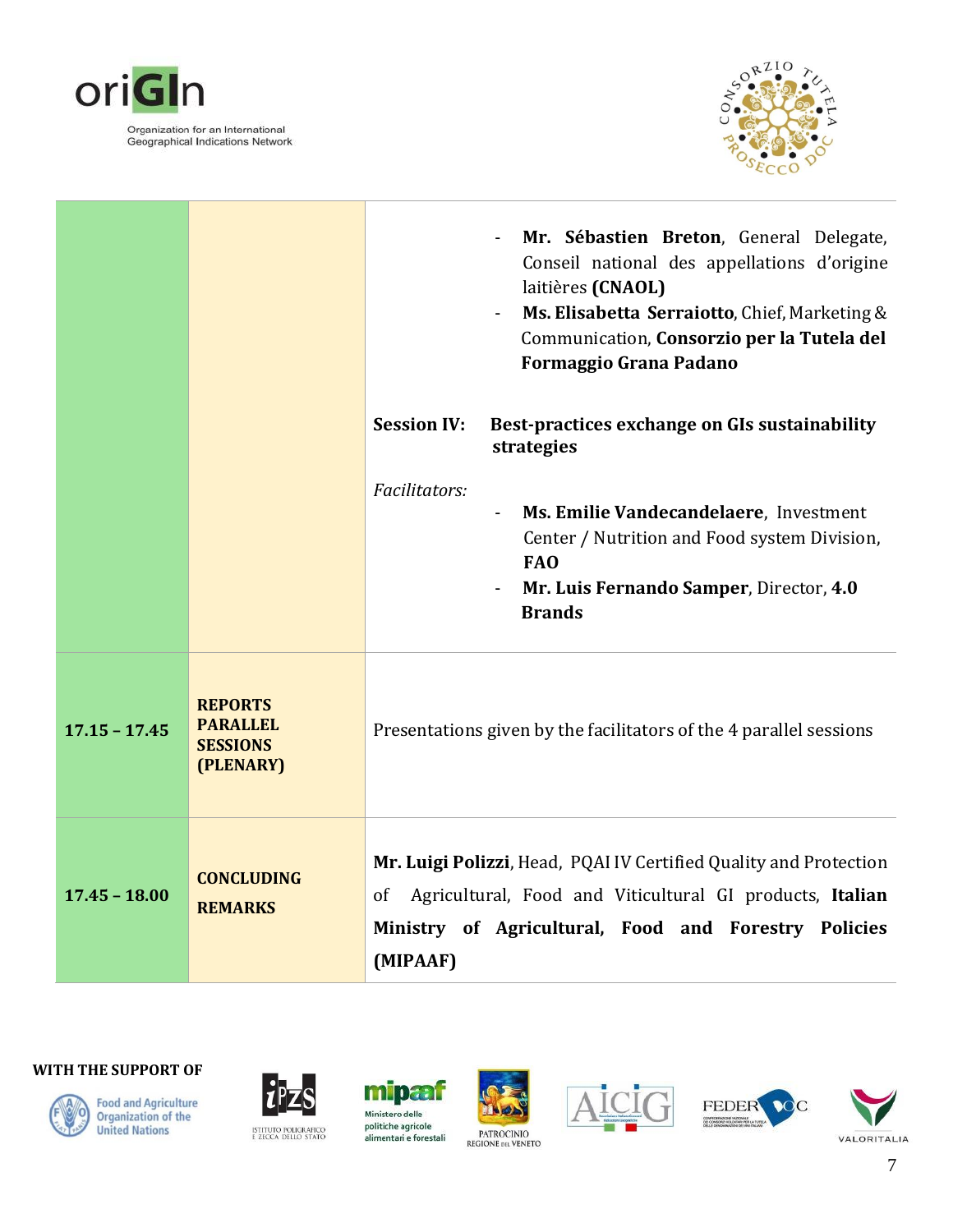| | | |
|---|---|---|
| | | - **Mr. Sébastien Breton**, General Delegate, Conseil national des appellations d'origine laitières **(CNAOL)**<br>- **Ms. Elisabetta Serraiotto**, Chief, Marketing & Communication, **Consorzio per la Tutela del Formaggio Grana Padano**<br><br>**Session IV: Best-practices exchange on GIs sustainability strategies**<br><br>*Facilitators:*<br>- **Ms. Emilie Vandecandelaere**, Investment Center / Nutrition and Food system Division, **FAO**<br>- **Mr. Luis Fernando Samper**, Director, **4.0 Brands** |
| **17.15 – 17.45** | **REPORTS PARALLEL SESSIONS (PLENARY)** | Presentations given by the facilitators of the 4 parallel sessions |
| **17.45 – 18.00** | **CONCLUDING REMARKS** | **Mr. Luigi Polizzi**, Head, PQAI IV Certified Quality and Protection of Agricultural, Food and Viticultural GI products, **Italian Ministry of Agricultural, Food and Forestry Policies (MIPAAF)** |

**WITH THE SUPPORT OF**